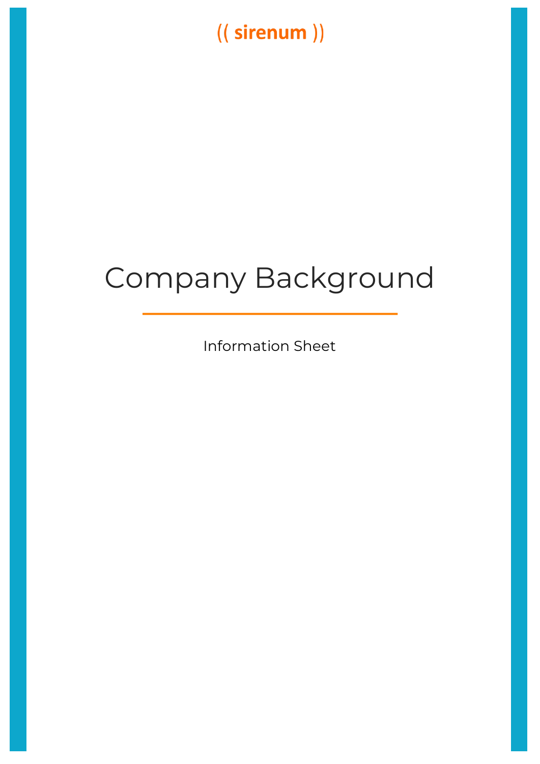(( sirenum ))

# Company Background

Information Sheet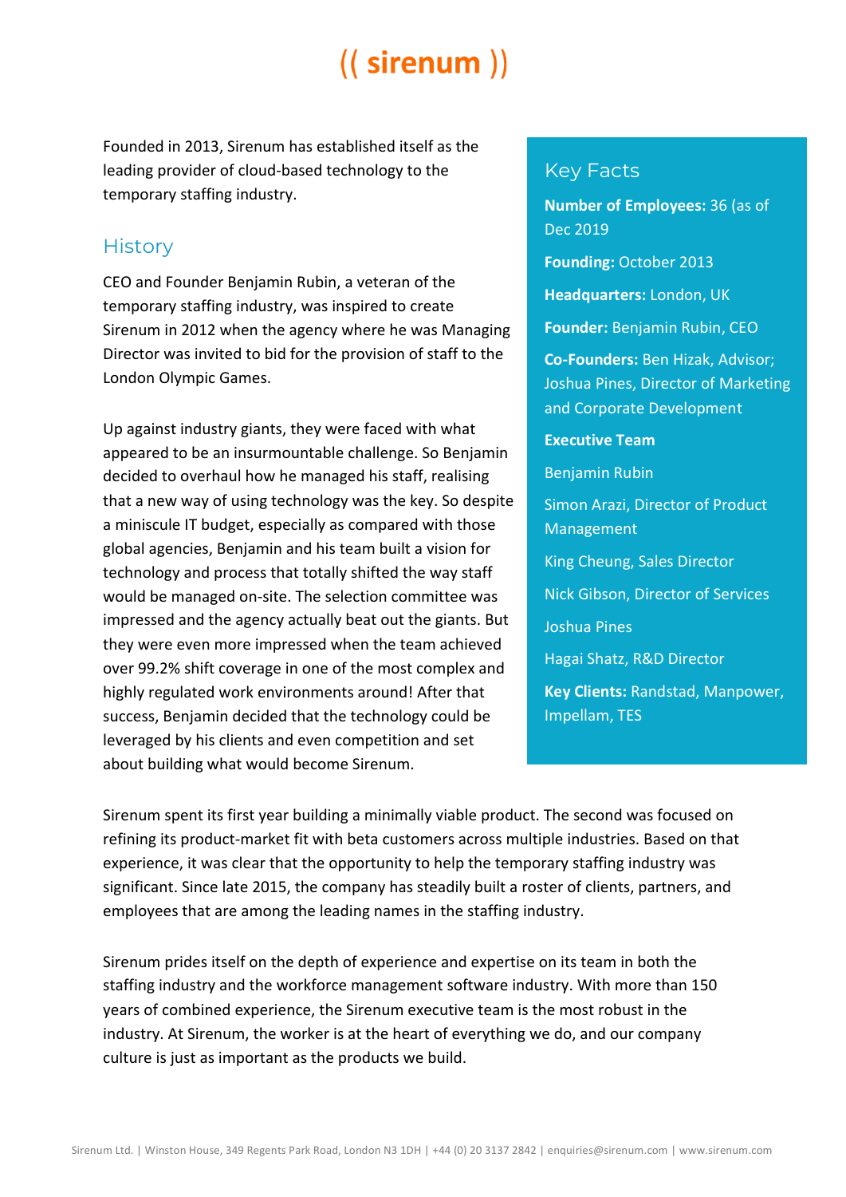# (( sirenum ))

Founded in 2013, Sirenum has established itself as the leading provider of cloud-based technology to the temporary staffing industry.

## History

CEO and Founder Benjamin Rubin, a veteran of the temporary staffing industry, was inspired to create Sirenum in 2012 when the agency where he was Managing Director was invited to bid for the provision of staff to the London Olympic Games.

Up against industry giants, they were faced with what appeared to be an insurmountable challenge. So Benjamin decided to overhaul how he managed his staff, realising that a new way of using technology was the key. So despite a miniscule IT budget, especially as compared with those global agencies, Benjamin and his team built a vision for technology and process that totally shifted the way staff would be managed on-site. The selection committee was impressed and the agency actually beat out the giants. But they were even more impressed when the team achieved over 99.2% shift coverage in one of the most complex and highly regulated work environments around! After that success, Benjamin decided that the technology could be leveraged by his clients and even competition and set about building what would become Sirenum.

## Key Facts

**Number of Employees:** 36 (as of Dec 2019

**Founding:** October 2013

**Headquarters:** London, UK

**Founder:** Benjamin Rubin, CEO

**Co-Founders:** Ben Hizak, Advisor; Joshua Pines, Director of Marketing and Corporate Development

**Executive Team**

Benjamin Rubin

Simon Arazi, Director of Product Management

King Cheung, Sales Director

Nick Gibson, Director of Services

Joshua Pines

Hagai Shatz, R&D Director

**Key Clients:** Randstad, Manpower, Impellam, TES

Sirenum spent its first year building a minimally viable product. The second was focused on refining its product-market fit with beta customers across multiple industries. Based on that experience, it was clear that the opportunity to help the temporary staffing industry was significant. Since late 2015, the company has steadily built a roster of clients, partners, and employees that are among the leading names in the staffing industry.

Sirenum prides itself on the depth of experience and expertise on its team in both the staffing industry and the workforce management software industry. With more than 150 years of combined experience, the Sirenum executive team is the most robust in the industry. At Sirenum, the worker is at the heart of everything we do, and our company culture is just as important as the products we build.

Sirenum Ltd. | Winston House, 349 Regents Park Road, London N3 1DH | +44 (0) 20 3137 2842 | enquiries@sirenum.com | www.sirenum.com